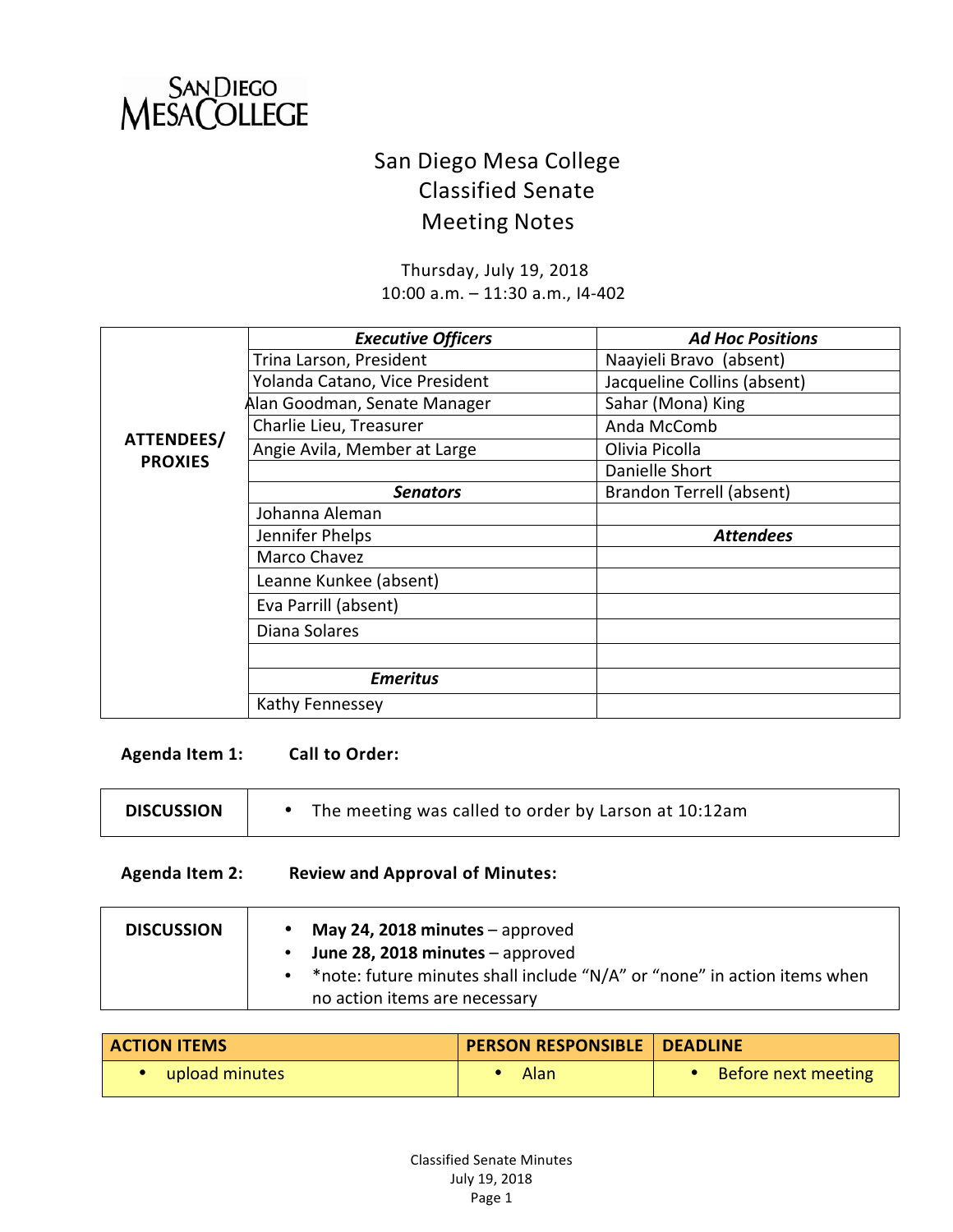SAN DIEGO MESA COLLEGE

# San Diego Mesa College
## Classified Senate
## Meeting Notes

Thursday, July 19, 2018
10:00 a.m. – 11:30 a.m., I4-402

| ATTENDEES/ PROXIES | ***Executive Officers*** | ***Ad Hoc Positions*** |
|---|---|---|
| | Trina Larson, President | Naayieli Bravo (absent) |
| | Yolanda Catano, Vice President | Jacqueline Collins (absent) |
| | Alan Goodman, Senate Manager | Sahar (Mona) King |
| | Charlie Lieu, Treasurer | Anda McComb |
| | Angie Avila, Member at Large | Olivia Picolla |
| | | Danielle Short |
| | ***Senators*** | Brandon Terrell (absent) |
| | Johanna Aleman | |
| | Jennifer Phelps | ***Attendees*** |
| | Marco Chavez | |
| | Leanne Kunkee (absent) | |
| | Eva Parrill (absent) | |
| | Diana Solares | |
| | | |
| | ***Emeritus*** | |
| | Kathy Fennessey | |

**Agenda Item 1: Call to Order:**

| DISCUSSION | |
|---|---|
| | • The meeting was called to order by Larson at 10:12am |

**Agenda Item 2: Review and Approval of Minutes:**

| DISCUSSION | |
|---|---|
| | • **May 24, 2018 minutes** – approved<br>• **June 28, 2018 minutes** – approved<br>• *note: future minutes shall include "N/A" or "none" in action items when no action items are necessary |

| ACTION ITEMS | PERSON RESPONSIBLE | DEADLINE |
|---|---|---|
| • upload minutes | • Alan | • Before next meeting |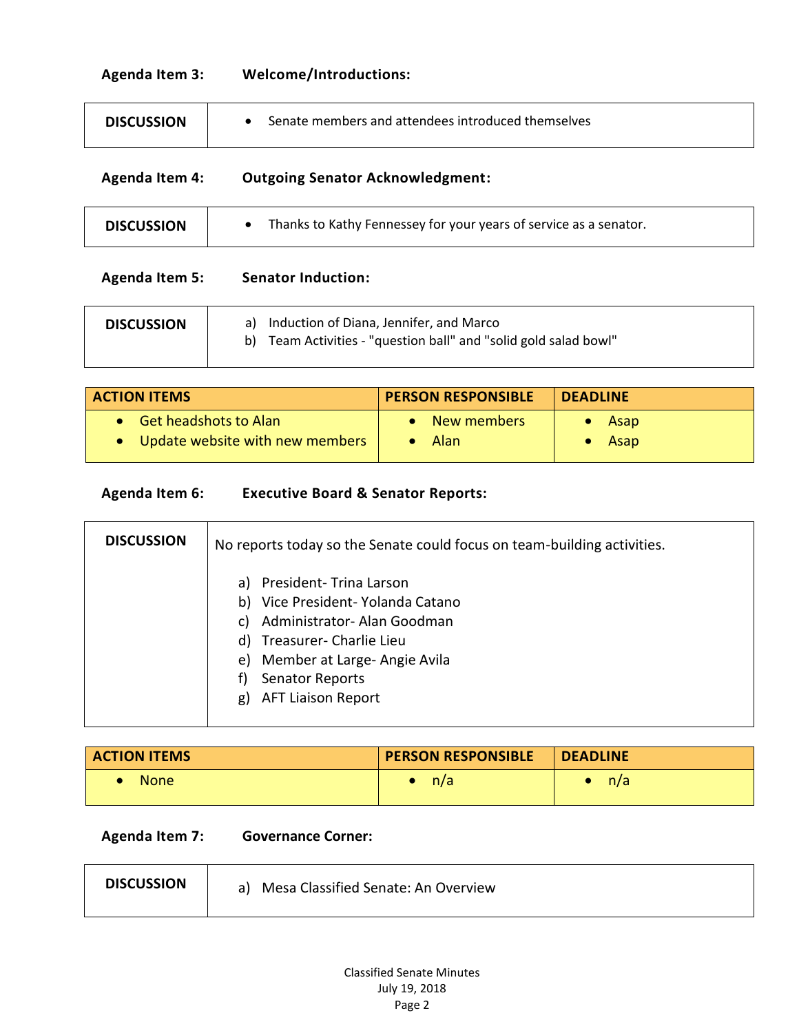**Agenda Item 3:** **Welcome/Introductions:**

| DISCUSSION | • Senate members and attendees introduced themselves |
|---|---|

**Agenda Item 4:** **Outgoing Senator Acknowledgment:**

| DISCUSSION | • Thanks to Kathy Fennessey for your years of service as a senator. |
|---|---|

**Agenda Item 5:** **Senator Induction:**

| DISCUSSION | a) Induction of Diana, Jennifer, and Marco<br>b) Team Activities - "question ball" and "solid gold salad bowl" |
|---|---|

| ACTION ITEMS | PERSON RESPONSIBLE | DEADLINE |
|---|---|---|
| • Get headshots to Alan<br>• Update website with new members | • New members<br>• Alan | • Asap<br>• Asap |

**Agenda Item 6:** **Executive Board & Senator Reports:**

| DISCUSSION | No reports today so the Senate could focus on team-building activities.<br><br>a) President- Trina Larson<br>b) Vice President- Yolanda Catano<br>c) Administrator- Alan Goodman<br>d) Treasurer- Charlie Lieu<br>e) Member at Large- Angie Avila<br>f) Senator Reports<br>g) AFT Liaison Report |
|---|---|

| ACTION ITEMS | PERSON RESPONSIBLE | DEADLINE |
|---|---|---|
| • None | • n/a | • n/a |

**Agenda Item 7:** **Governance Corner:**

| DISCUSSION | a) Mesa Classified Senate: An Overview |
|---|---|

Classified Senate Minutes
July 19, 2018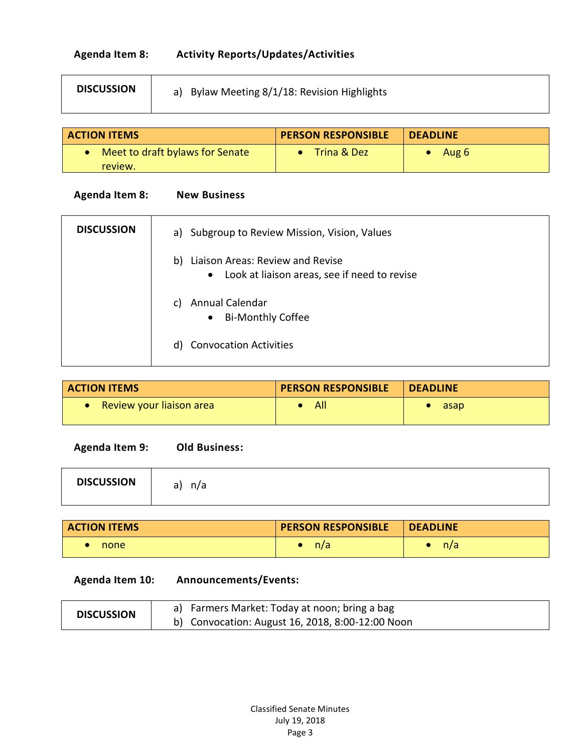**Agenda Item 8: Activity Reports/Updates/Activities**

| DISCUSSION | a) Bylaw Meeting 8/1/18: Revision Highlights |
|---|---|

| ACTION ITEMS | PERSON RESPONSIBLE | DEADLINE |
|---|---|---|
| • Meet to draft bylaws for Senate review. | • Trina & Dez | • Aug 6 |

**Agenda Item 8: New Business**

| DISCUSSION | a) Subgroup to Review Mission, Vision, Values<br><br>b) Liaison Areas: Review and Revise<br>• Look at liaison areas, see if need to revise<br><br>c) Annual Calendar<br>• Bi-Monthly Coffee<br><br>d) Convocation Activities |
|---|---|

| ACTION ITEMS | PERSON RESPONSIBLE | DEADLINE |
|---|---|---|
| • Review your liaison area | • All | • asap |

**Agenda Item 9: Old Business:**

| DISCUSSION | a) n/a |
|---|---|

| ACTION ITEMS | PERSON RESPONSIBLE | DEADLINE |
|---|---|---|
| • none | • n/a | • n/a |

**Agenda Item 10: Announcements/Events:**

| DISCUSSION | a) Farmers Market: Today at noon; bring a bag<br>b) Convocation: August 16, 2018, 8:00-12:00 Noon |
|---|---|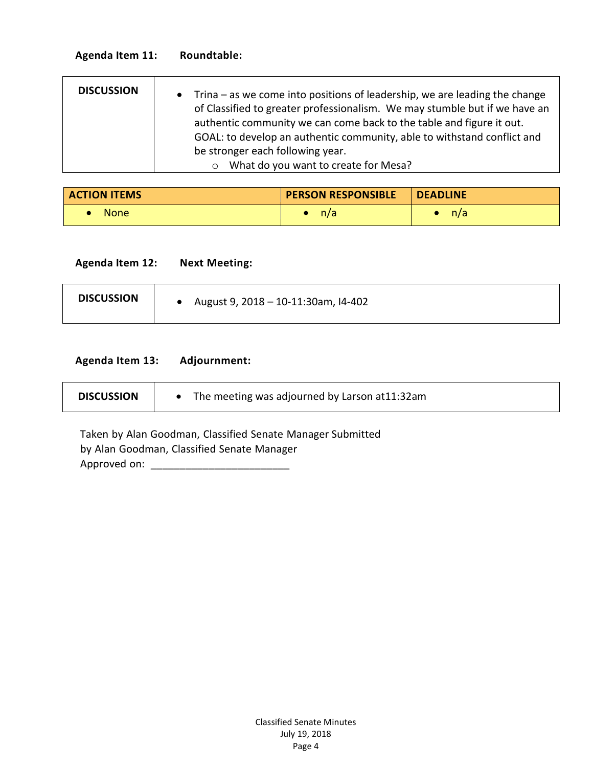**Agenda Item 11: Roundtable:**

| | |
|---|---|
| **DISCUSSION** | • Trina – as we come into positions of leadership, we are leading the change of Classified to greater professionalism. We may stumble but if we have an authentic community we can come back to the table and figure it out. GOAL: to develop an authentic community, able to withstand conflict and be stronger each following year.<br>○ What do you want to create for Mesa? |

| ACTION ITEMS | PERSON RESPONSIBLE | DEADLINE |
|---|---|---|
| • None | • n/a | • n/a |

**Agenda Item 12: Next Meeting:**

| | |
|---|---|
| **DISCUSSION** | • August 9, 2018 – 10-11:30am, I4-402 |

**Agenda Item 13: Adjournment:**

| | |
|---|---|
| **DISCUSSION** | • The meeting was adjourned by Larson at11:32am |

Taken by Alan Goodman, Classified Senate Manager Submitted by Alan Goodman, Classified Senate Manager

Approved on: _______________________